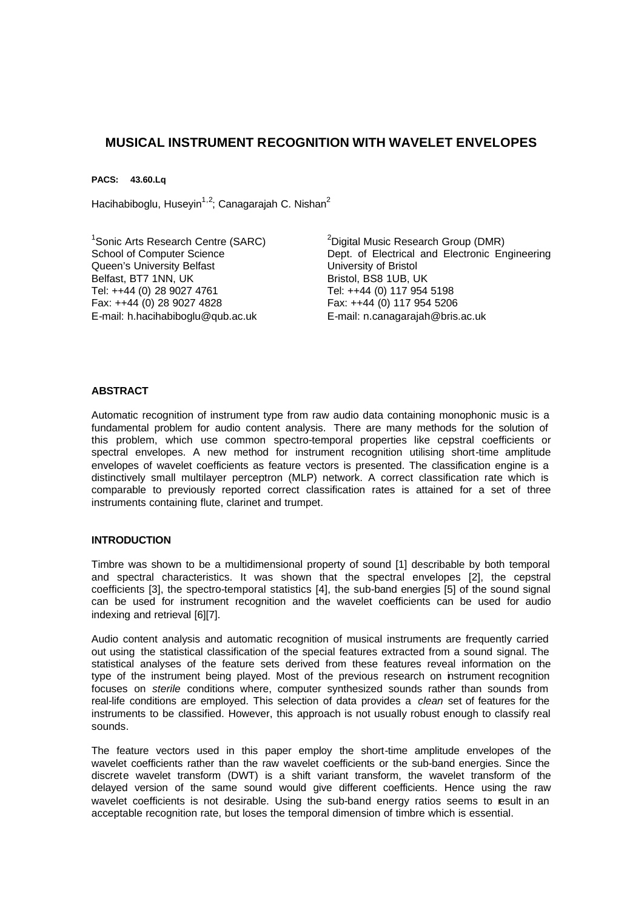# MUSICAL INSTRUMENT RECOGNITION WITH WAVELET ENVELOPES

**PACS: 43.60.Lq**

Hacihabiboglu, Huseyin[1,2]; Canagarajah C. Nishan[2]

[1]Sonic Arts Research Centre (SARC)
School of Computer Science
Queen's University Belfast
Belfast, BT7 1NN, UK
Tel: ++44 (0) 28 9027 4761
Fax: ++44 (0) 28 9027 4828
E-mail: h.hacihabiboglu@qub.ac.uk

[2]Digital Music Research Group (DMR)
Dept. of Electrical and Electronic Engineering
University of Bristol
Bristol, BS8 1UB, UK
Tel: ++44 (0) 117 954 5198
Fax: ++44 (0) 117 954 5206
E-mail: n.canagarajah@bris.ac.uk

## ABSTRACT

Automatic recognition of instrument type from raw audio data containing monophonic music is a fundamental problem for audio content analysis. There are many methods for the solution of this problem, which use common spectro-temporal properties like cepstral coefficients or spectral envelopes. A new method for instrument recognition utilising short-time amplitude envelopes of wavelet coefficients as feature vectors is presented. The classification engine is a distinctively small multilayer perceptron (MLP) network. A correct classification rate which is comparable to previously reported correct classification rates is attained for a set of three instruments containing flute, clarinet and trumpet.

## INTRODUCTION

Timbre was shown to be a multidimensional property of sound [1] describable by both temporal and spectral characteristics. It was shown that the spectral envelopes [2], the cepstral coefficients [3], the spectro-temporal statistics [4], the sub-band energies [5] of the sound signal can be used for instrument recognition and the wavelet coefficients can be used for audio indexing and retrieval [6][7].

Audio content analysis and automatic recognition of musical instruments are frequently carried out using the statistical classification of the special features extracted from a sound signal. The statistical analyses of the feature sets derived from these features reveal information on the type of the instrument being played. Most of the previous research on instrument recognition focuses on *sterile* conditions where, computer synthesized sounds rather than sounds from real-life conditions are employed. This selection of data provides a *clean* set of features for the instruments to be classified. However, this approach is not usually robust enough to classify real sounds.

The feature vectors used in this paper employ the short-time amplitude envelopes of the wavelet coefficients rather than the raw wavelet coefficients or the sub-band energies. Since the discrete wavelet transform (DWT) is a shift variant transform, the wavelet transform of the delayed version of the same sound would give different coefficients. Hence using the raw wavelet coefficients is not desirable. Using the sub-band energy ratios seems to result in an acceptable recognition rate, but loses the temporal dimension of timbre which is essential.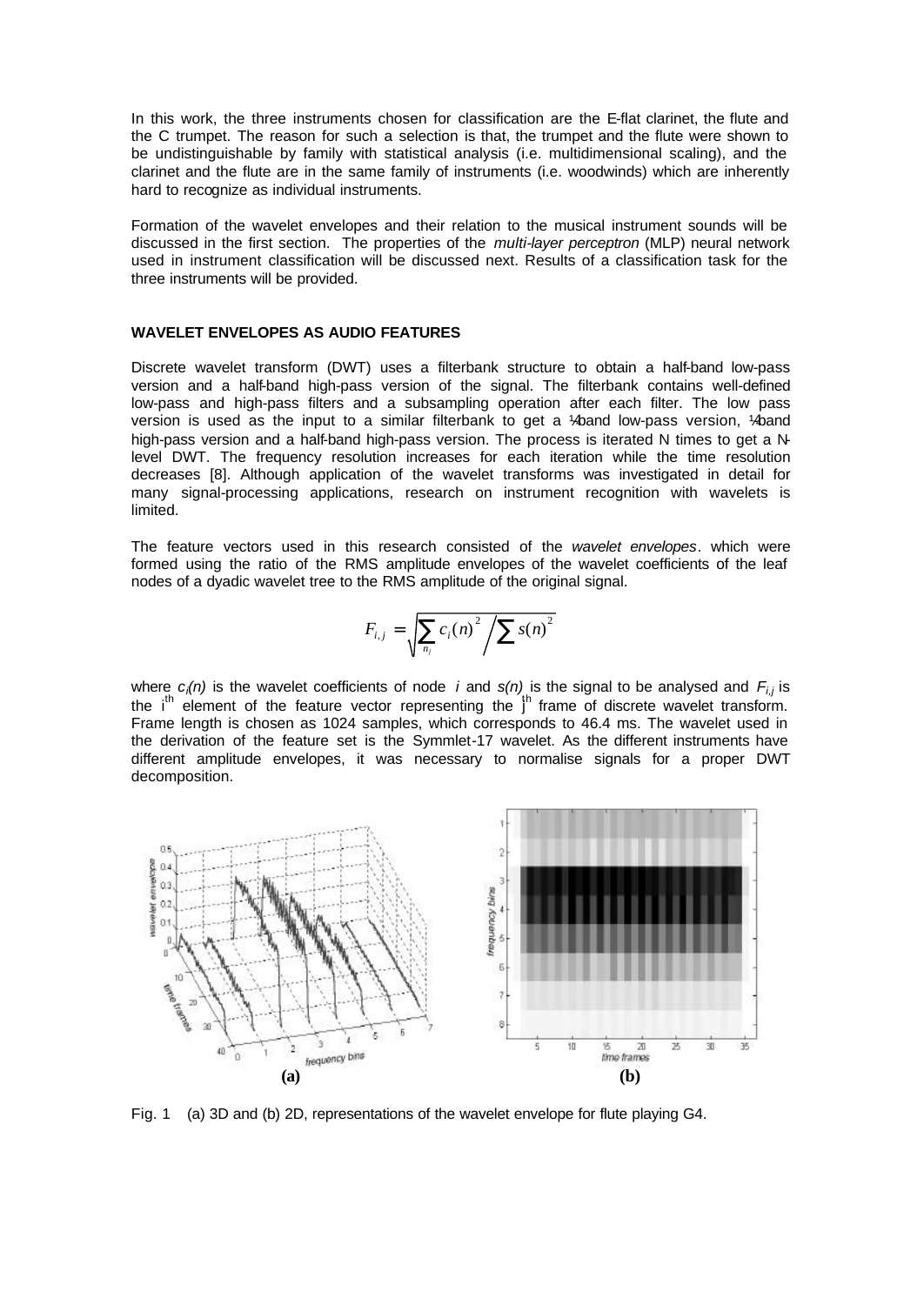In this work, the three instruments chosen for classification are the E-flat clarinet, the flute and the C trumpet. The reason for such a selection is that, the trumpet and the flute were shown to be undistinguishable by family with statistical analysis (i.e. multidimensional scaling), and the clarinet and the flute are in the same family of instruments (i.e. woodwinds) which are inherently hard to recognize as individual instruments.

Formation of the wavelet envelopes and their relation to the musical instrument sounds will be discussed in the first section. The properties of the *multi-layer perceptron* (MLP) neural network used in instrument classification will be discussed next. Results of a classification task for the three instruments will be provided.

## WAVELET ENVELOPES AS AUDIO FEATURES

Discrete wavelet transform (DWT) uses a filterbank structure to obtain a half-band low-pass version and a half-band high-pass version of the signal. The filterbank contains well-defined low-pass and high-pass filters and a subsampling operation after each filter. The low pass version is used as the input to a similar filterbank to get a ¼band low-pass version, ¼band high-pass version and a half-band high-pass version. The process is iterated N times to get a N-level DWT. The frequency resolution increases for each iteration while the time resolution decreases [8]. Although application of the wavelet transforms was investigated in detail for many signal-processing applications, research on instrument recognition with wavelets is limited.

The feature vectors used in this research consisted of the *wavelet envelopes*. which were formed using the ratio of the RMS amplitude envelopes of the wavelet coefficients of the leaf nodes of a dyadic wavelet tree to the RMS amplitude of the original signal.

$$F_{i,j} = \sqrt{\sum_{n_j} c_i(n)^2 \Big/ \sum s(n)^2}$$

where $c_i(n)$ is the wavelet coefficients of node $i$ and $s(n)$ is the signal to be analysed and $F_{i,j}$ is the $i^{th}$ element of the feature vector representing the $j^{th}$ frame of discrete wavelet transform. Frame length is chosen as 1024 samples, which corresponds to 46.4 ms. The wavelet used in the derivation of the feature set is the Symmlet-17 wavelet. As the different instruments have different amplitude envelopes, it was necessary to normalise signals for a proper DWT decomposition.

**(a)** **(b)**

Fig. 1 (a) 3D and (b) 2D, representations of the wavelet envelope for flute playing G4.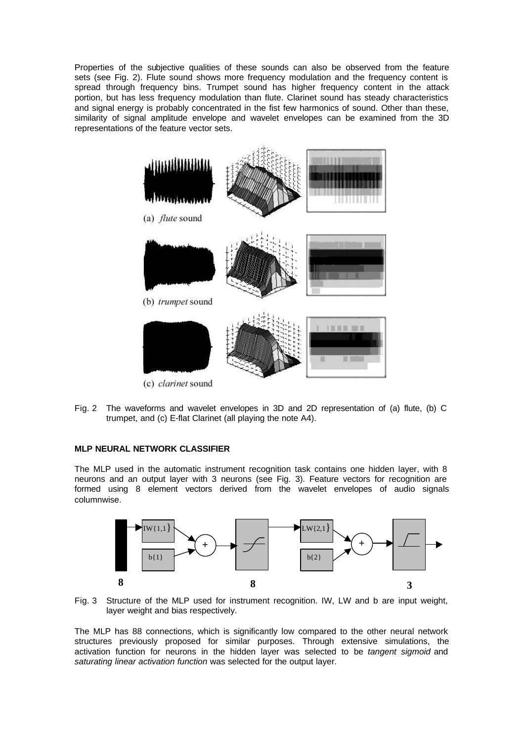Properties of the subjective qualities of these sounds can also be observed from the feature sets (see Fig. 2). Flute sound shows more frequency modulation and the frequency content is spread through frequency bins. Trumpet sound has higher frequency content in the attack portion, but has less frequency modulation than flute. Clarinet sound has steady characteristics and signal energy is probably concentrated in the fist few harmonics of sound. Other than these, similarity of signal amplitude envelope and wavelet envelopes can be examined from the 3D representations of the feature vector sets.

(a) *flute* sound

(b) *trumpet* sound

(c) *clarinet* sound

Fig. 2 The waveforms and wavelet envelopes in 3D and 2D representation of (a) flute, (b) C trumpet, and (c) E-flat Clarinet (all playing the note A4).

### MLP NEURAL NETWORK CLASSIFIER

The MLP used in the automatic instrument recognition task contains one hidden layer, with 8 neurons and an output layer with 3 neurons (see Fig. 3). Feature vectors for recognition are formed using 8 element vectors derived from the wavelet envelopes of audio signals columnwise.

Fig. 3 Structure of the MLP used for instrument recognition. IW, LW and b are input weight, layer weight and bias respectively.

The MLP has 88 connections, which is significantly low compared to the other neural network structures previously proposed for similar purposes. Through extensive simulations, the activation function for neurons in the hidden layer was selected to be *tangent sigmoid* and *saturating linear activation function* was selected for the output layer.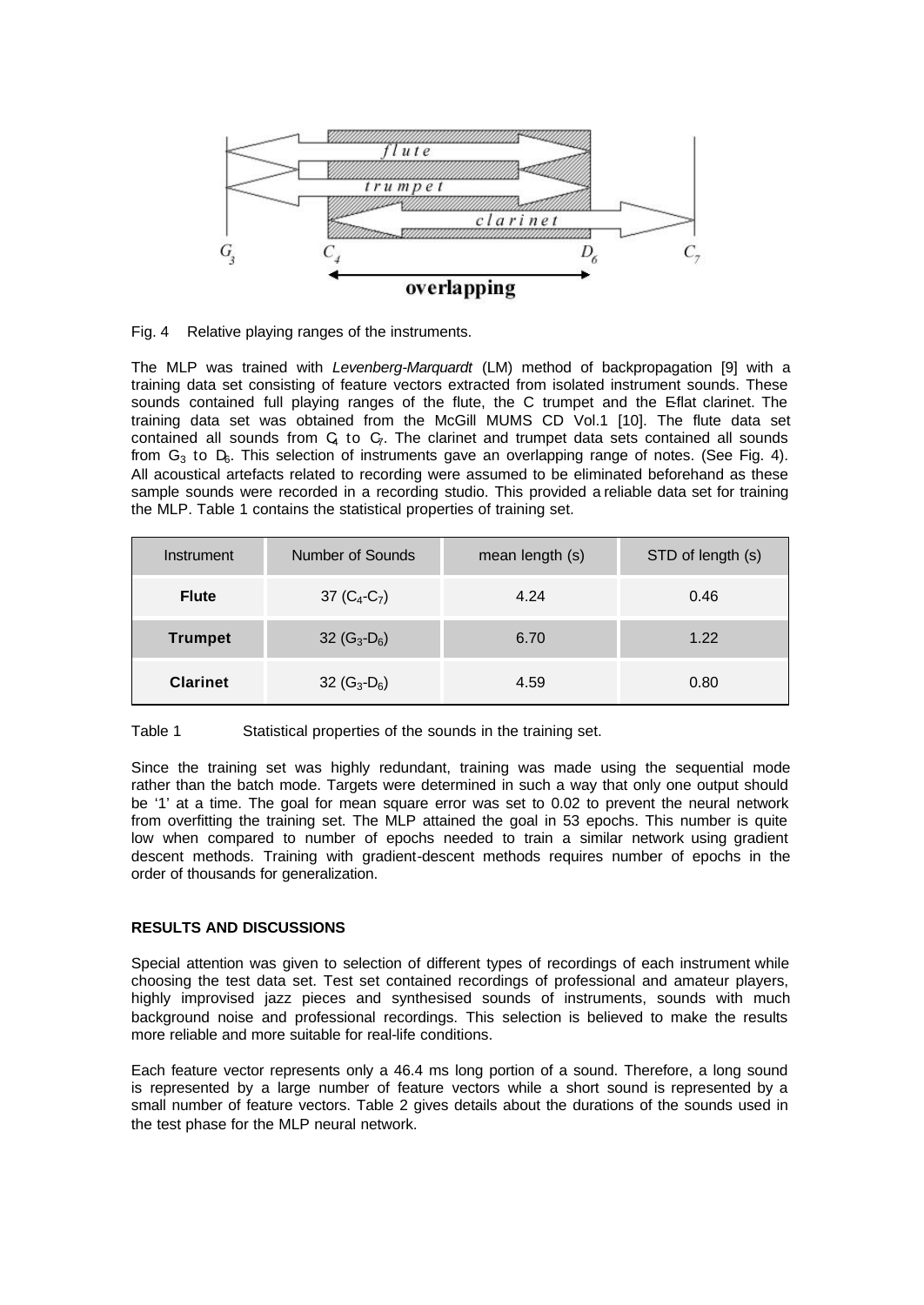Fig. 4 Relative playing ranges of the instruments.

The MLP was trained with *Levenberg-Marquardt* (LM) method of backpropagation [9] with a training data set consisting of feature vectors extracted from isolated instrument sounds. These sounds contained full playing ranges of the flute, the C trumpet and the E-flat clarinet. The training data set was obtained from the McGill MUMS CD Vol.1 [10]. The flute data set contained all sounds from $C_4$ to $C_7$. The clarinet and trumpet data sets contained all sounds from $G_3$ to $D_6$. This selection of instruments gave an overlapping range of notes. (See Fig. 4). All acoustical artefacts related to recording were assumed to be eliminated beforehand as these sample sounds were recorded in a recording studio. This provided a reliable data set for training the MLP. Table 1 contains the statistical properties of training set.

| Instrument | Number of Sounds | mean length (s) | STD of length (s) |
|---|---|---|---|
| **Flute** | 37 ($C_4$-$C_7$) | 4.24 | 0.46 |
| **Trumpet** | 32 ($G_3$-$D_6$) | 6.70 | 1.22 |
| **Clarinet** | 32 ($G_3$-$D_6$) | 4.59 | 0.80 |

Table 1 Statistical properties of the sounds in the training set.

Since the training set was highly redundant, training was made using the sequential mode rather than the batch mode. Targets were determined in such a way that only one output should be '1' at a time. The goal for mean square error was set to 0.02 to prevent the neural network from overfitting the training set. The MLP attained the goal in 53 epochs. This number is quite low when compared to number of epochs needed to train a similar network using gradient descent methods. Training with gradient-descent methods requires number of epochs in the order of thousands for generalization.

**RESULTS AND DISCUSSIONS**

Special attention was given to selection of different types of recordings of each instrument while choosing the test data set. Test set contained recordings of professional and amateur players, highly improvised jazz pieces and synthesised sounds of instruments, sounds with much background noise and professional recordings. This selection is believed to make the results more reliable and more suitable for real-life conditions.

Each feature vector represents only a 46.4 ms long portion of a sound. Therefore, a long sound is represented by a large number of feature vectors while a short sound is represented by a small number of feature vectors. Table 2 gives details about the durations of the sounds used in the test phase for the MLP neural network.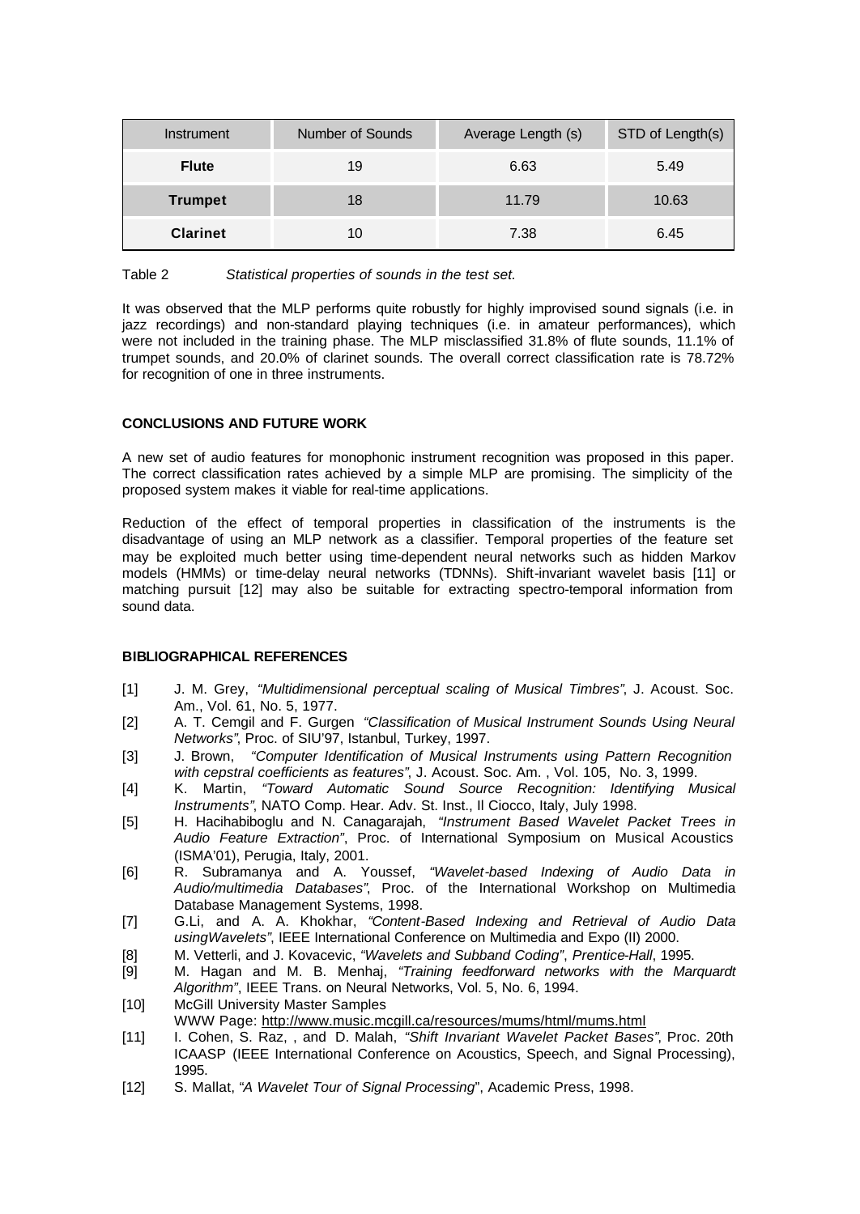| Instrument | Number of Sounds | Average Length (s) | STD of Length(s) |
|---|---|---|---|
| **Flute** | 19 | 6.63 | 5.49 |
| **Trumpet** | 18 | 11.79 | 10.63 |
| **Clarinet** | 10 | 7.38 | 6.45 |

Table 2 *Statistical properties of sounds in the test set.*

It was observed that the MLP performs quite robustly for highly improvised sound signals (i.e. in jazz recordings) and non-standard playing techniques (i.e. in amateur performances), which were not included in the training phase. The MLP misclassified 31.8% of flute sounds, 11.1% of trumpet sounds, and 20.0% of clarinet sounds. The overall correct classification rate is 78.72% for recognition of one in three instruments.

## CONCLUSIONS AND FUTURE WORK

A new set of audio features for monophonic instrument recognition was proposed in this paper. The correct classification rates achieved by a simple MLP are promising. The simplicity of the proposed system makes it viable for real-time applications.

Reduction of the effect of temporal properties in classification of the instruments is the disadvantage of using an MLP network as a classifier. Temporal properties of the feature set may be exploited much better using time-dependent neural networks such as hidden Markov models (HMMs) or time-delay neural networks (TDNNs). Shift-invariant wavelet basis [11] or matching pursuit [12] may also be suitable for extracting spectro-temporal information from sound data.

## BIBLIOGRAPHICAL REFERENCES

[1] J. M. Grey, *"Multidimensional perceptual scaling of Musical Timbres"*, J. Acoust. Soc. Am., Vol. 61, No. 5, 1977.

[2] A. T. Cemgil and F. Gurgen *"Classification of Musical Instrument Sounds Using Neural Networks"*, Proc. of SIU'97, Istanbul, Turkey, 1997.

[3] J. Brown, *"Computer Identification of Musical Instruments using Pattern Recognition with cepstral coefficients as features"*, J. Acoust. Soc. Am. , Vol. 105, No. 3, 1999.

[4] K. Martin, *"Toward Automatic Sound Source Recognition: Identifying Musical Instruments"*, NATO Comp. Hear. Adv. St. Inst., Il Ciocco, Italy, July 1998.

[5] H. Hacihabiboglu and N. Canagarajah, *"Instrument Based Wavelet Packet Trees in Audio Feature Extraction"*, Proc. of International Symposium on Musical Acoustics (ISMA'01), Perugia, Italy, 2001.

[6] R. Subramanya and A. Youssef, *"Wavelet-based Indexing of Audio Data in Audio/multimedia Databases"*, Proc. of the International Workshop on Multimedia Database Management Systems, 1998.

[7] G.Li, and A. A. Khokhar, *"Content-Based Indexing and Retrieval of Audio Data usingWavelets"*, IEEE International Conference on Multimedia and Expo (II) 2000.

[8] M. Vetterli, and J. Kovacevic, *"Wavelets and Subband Coding"*, *Prentice-Hall*, 1995.

[9] M. Hagan and M. B. Menhaj, *"Training feedforward networks with the Marquardt Algorithm"*, IEEE Trans. on Neural Networks, Vol. 5, No. 6, 1994.

[10] McGill University Master Samples
WWW Page: http://www.music.mcgill.ca/resources/mums/html/mums.html

[11] I. Cohen, S. Raz, , and D. Malah, *"Shift Invariant Wavelet Packet Bases"*, Proc. 20th ICAASP (IEEE International Conference on Acoustics, Speech, and Signal Processing), 1995.

[12] S. Mallat, "*A Wavelet Tour of Signal Processing*", Academic Press, 1998.